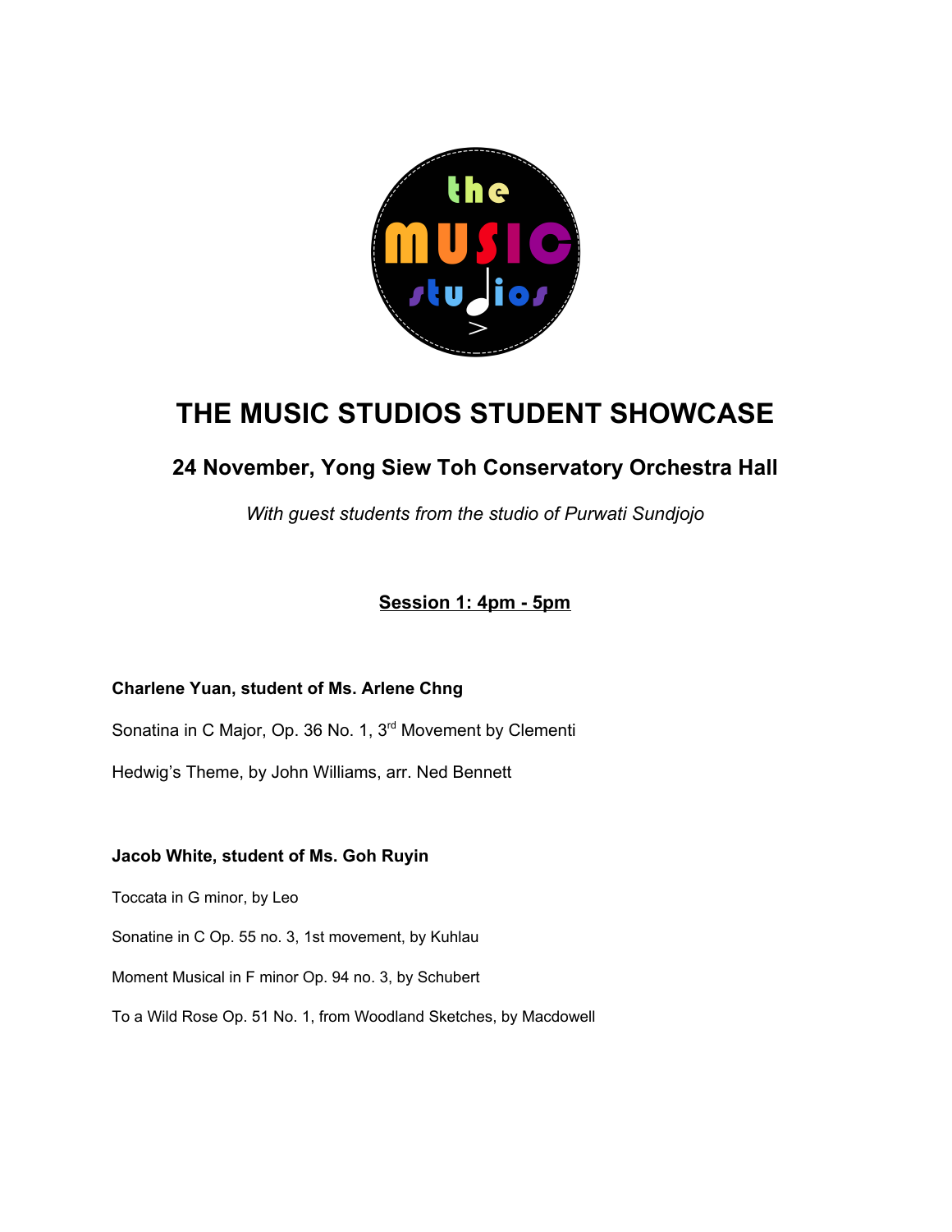# THE MUSIC STUDIOS STUDENT SHOWCASE

## 24 November, Yong Siew Toh Conservatory Orchestra Hall

*With guest students from the studio of Purwati Sundjojo*

**Session 1: 4pm - 5pm**

**Charlene Yuan, student of Ms. Arlene Chng**

Sonatina in C Major, Op. 36 No. 1, 3rd Movement by Clementi

Hedwig's Theme, by John Williams, arr. Ned Bennett

**Jacob White, student of Ms. Goh Ruyin**

Toccata in G minor, by Leo

Sonatine in C Op. 55 no. 3, 1st movement, by Kuhlau

Moment Musical in F minor Op. 94 no. 3, by Schubert

To a Wild Rose Op. 51 No. 1, from Woodland Sketches, by Macdowell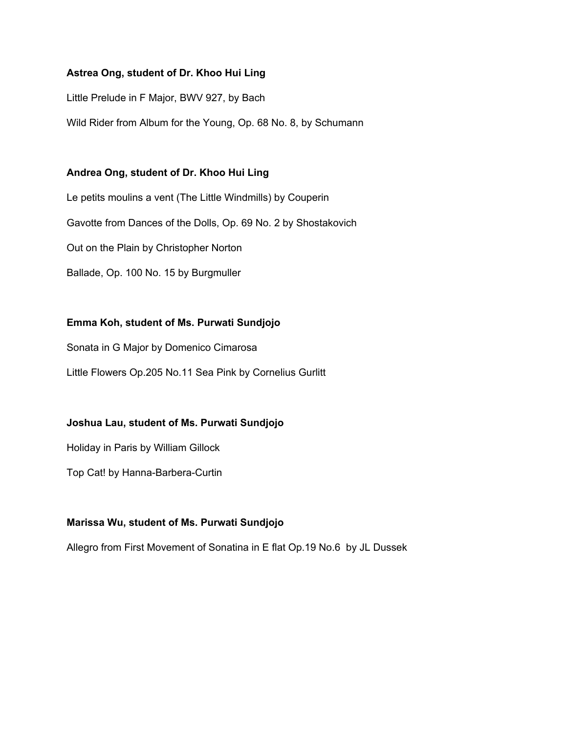**Astrea Ong, student of Dr. Khoo Hui Ling**

Little Prelude in F Major, BWV 927, by Bach

Wild Rider from Album for the Young, Op. 68 No. 8, by Schumann

**Andrea Ong, student of Dr. Khoo Hui Ling**

Le petits moulins a vent (The Little Windmills) by Couperin

Gavotte from Dances of the Dolls, Op. 69 No. 2 by Shostakovich

Out on the Plain by Christopher Norton

Ballade, Op. 100 No. 15 by Burgmuller

**Emma Koh, student of Ms. Purwati Sundjojo**

Sonata in G Major by Domenico Cimarosa

Little Flowers Op.205 No.11 Sea Pink by Cornelius Gurlitt

**Joshua Lau, student of Ms. Purwati Sundjojo**

Holiday in Paris by William Gillock

Top Cat! by Hanna-Barbera-Curtin

**Marissa Wu, student of Ms. Purwati Sundjojo**

Allegro from First Movement of Sonatina in E flat Op.19 No.6 by JL Dussek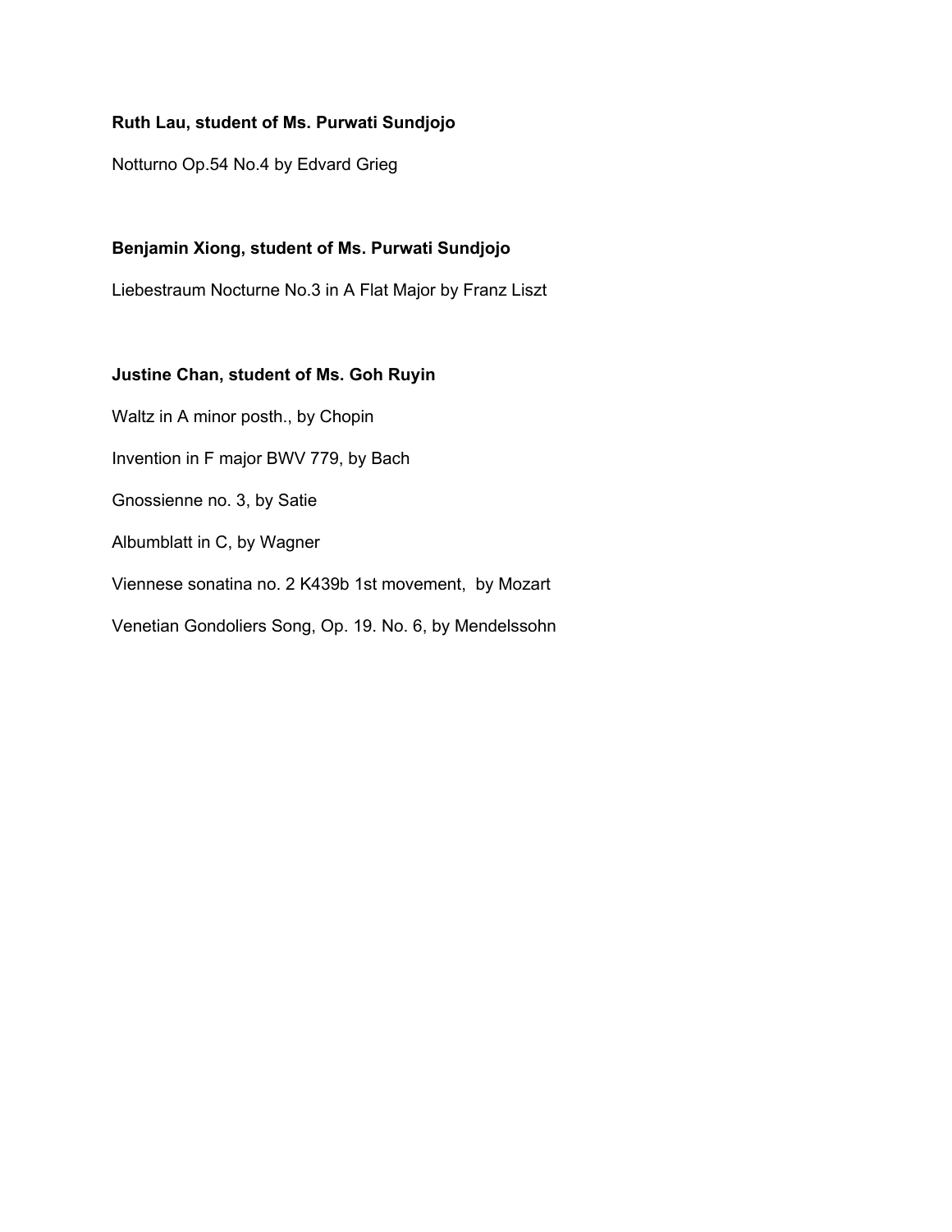**Ruth Lau, student of Ms. Purwati Sundjojo**

Notturno Op.54 No.4 by Edvard Grieg

**Benjamin Xiong, student of Ms. Purwati Sundjojo**

Liebestraum Nocturne No.3 in A Flat Major by Franz Liszt

**Justine Chan, student of Ms. Goh Ruyin**

Waltz in A minor posth., by Chopin

Invention in F major BWV 779, by Bach

Gnossienne no. 3, by Satie

Albumblatt in C, by Wagner

Viennese sonatina no. 2 K439b 1st movement,  by Mozart

Venetian Gondoliers Song, Op. 19. No. 6, by Mendelssohn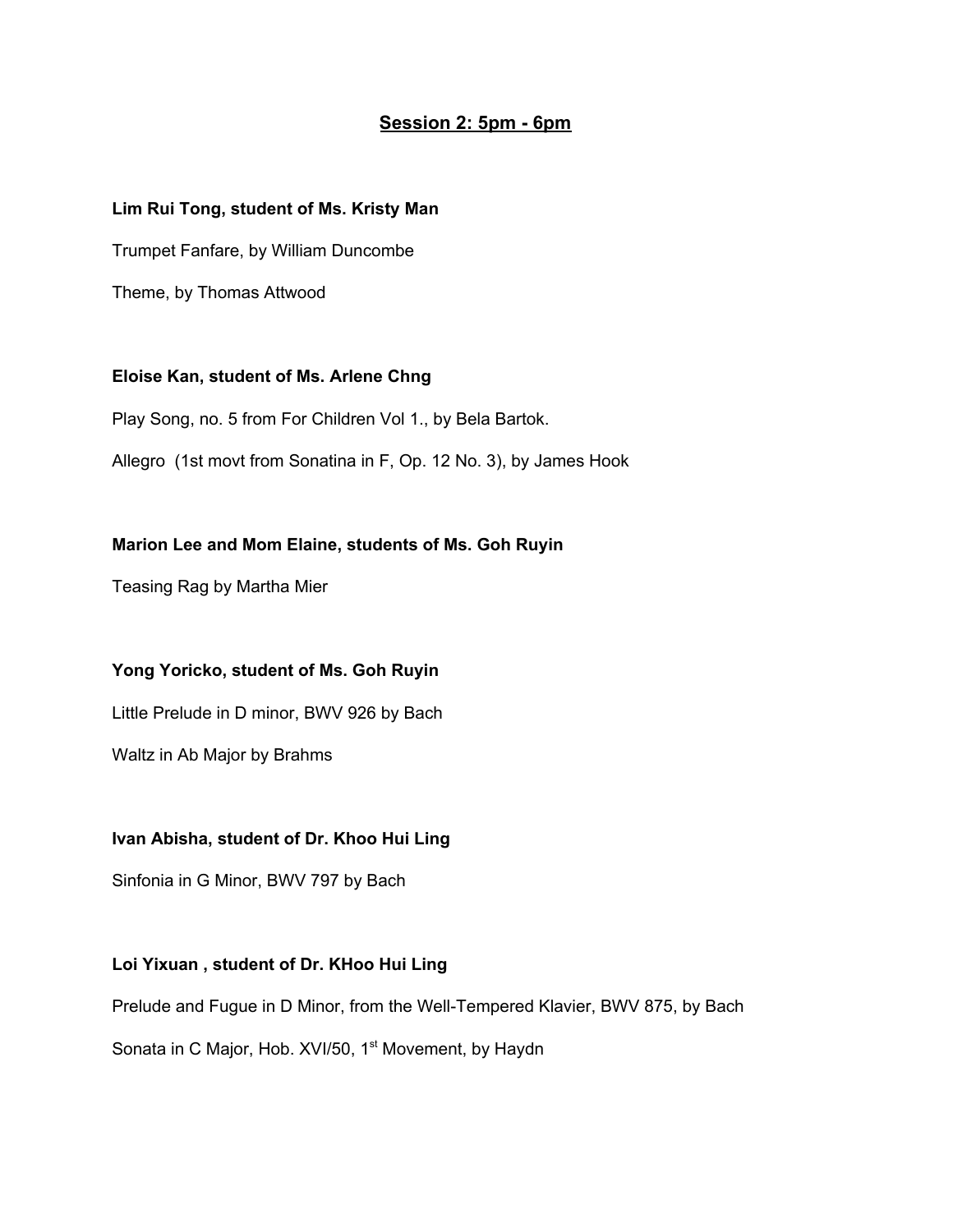## Session 2: 5pm - 6pm

**Lim Rui Tong, student of Ms. Kristy Man**

Trumpet Fanfare, by William Duncombe

Theme, by Thomas Attwood

**Eloise Kan, student of Ms. Arlene Chng**

Play Song, no. 5 from For Children Vol 1., by Bela Bartok.

Allegro (1st movt from Sonatina in F, Op. 12 No. 3), by James Hook

**Marion Lee and Mom Elaine, students of Ms. Goh Ruyin**

Teasing Rag by Martha Mier

**Yong Yoricko, student of Ms. Goh Ruyin**

Little Prelude in D minor, BWV 926 by Bach

Waltz in Ab Major by Brahms

**Ivan Abisha, student of Dr. Khoo Hui Ling**

Sinfonia in G Minor, BWV 797 by Bach

**Loi Yixuan , student of Dr. KHoo Hui Ling**

Prelude and Fugue in D Minor, from the Well-Tempered Klavier, BWV 875, by Bach

Sonata in C Major, Hob. XVI/50, 1st Movement, by Haydn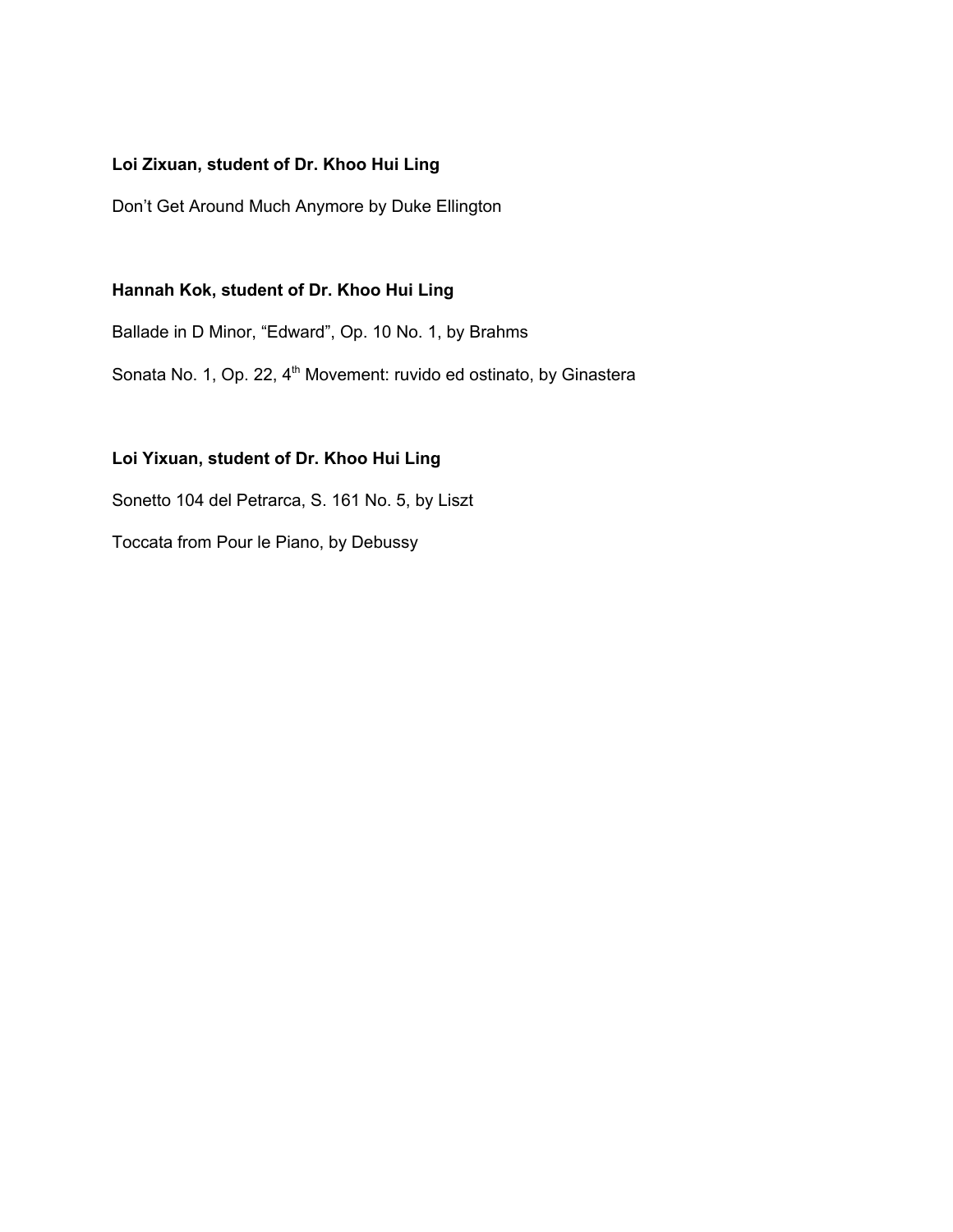**Loi Zixuan, student of Dr. Khoo Hui Ling**

Don't Get Around Much Anymore by Duke Ellington

**Hannah Kok, student of Dr. Khoo Hui Ling**

Ballade in D Minor, "Edward", Op. 10 No. 1, by Brahms

Sonata No. 1, Op. 22, 4th Movement: ruvido ed ostinato, by Ginastera

**Loi Yixuan, student of Dr. Khoo Hui Ling**

Sonetto 104 del Petrarca, S. 161 No. 5, by Liszt

Toccata from Pour le Piano, by Debussy